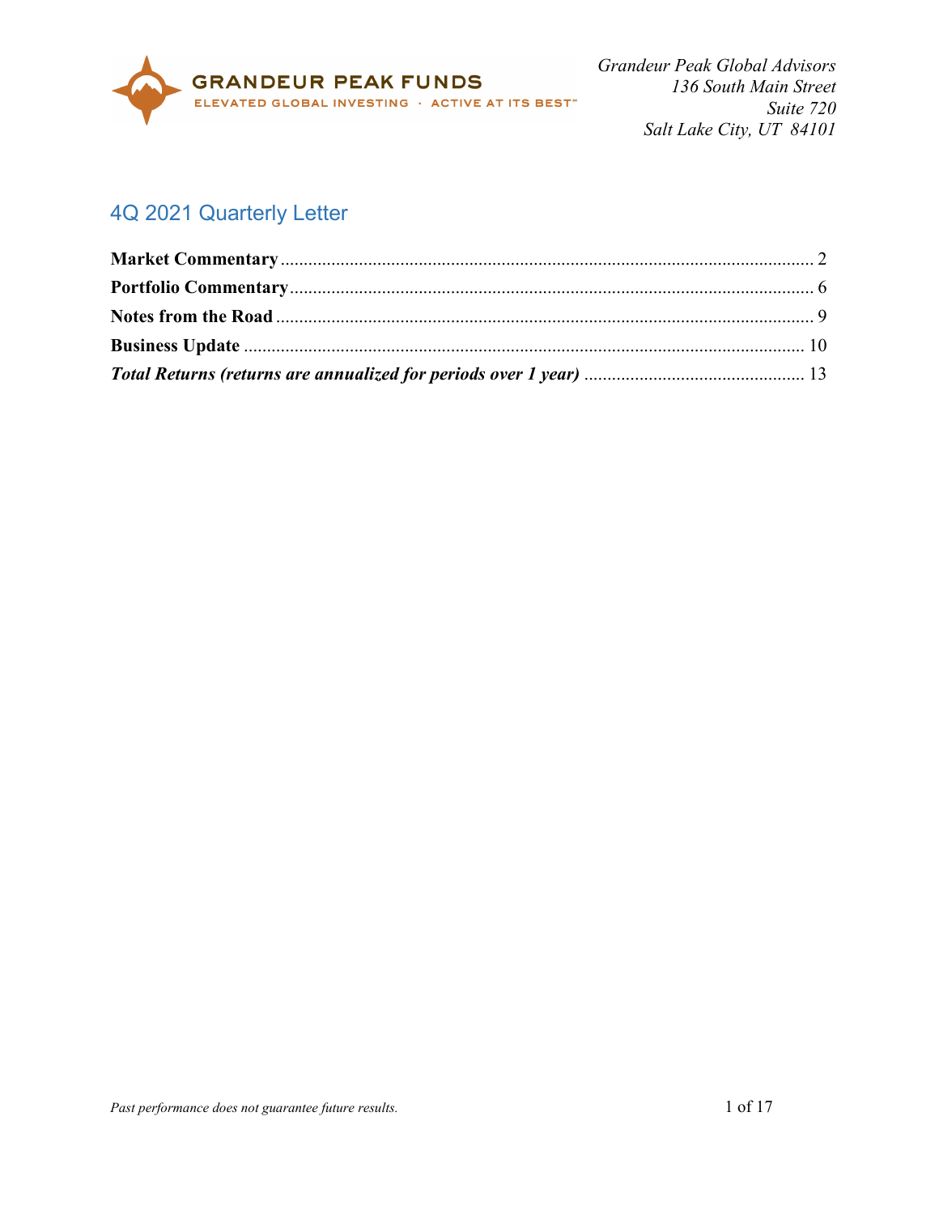GRANDEUR PEAK FUNDS

ELEVATED GLOBAL INVESTING · ACTIVE AT ITS BEST™

*Grandeur Peak Global Advisors*
*136 South Main Street*
*Suite 720*
*Salt Lake City, UT 84101*

# 4Q 2021 Quarterly Letter

**Market Commentary** .......... 2

**Portfolio Commentary** .......... 6

**Notes from the Road** .......... 9

**Business Update** .......... 10

***Total Returns (returns are annualized for periods over 1 year)*** .......... 13

*Past performance does not guarantee future results.*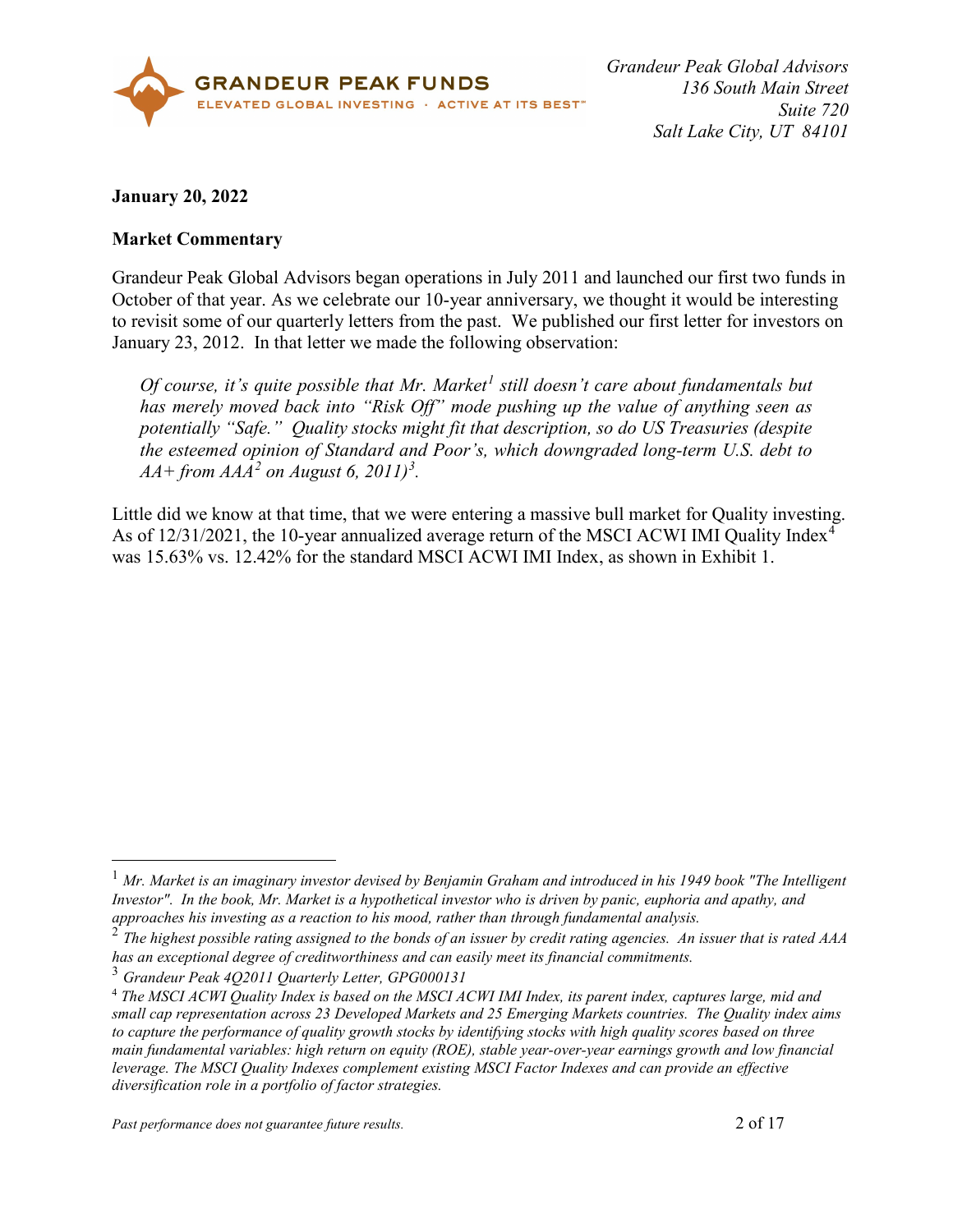**January 20, 2022**

**Market Commentary**

Grandeur Peak Global Advisors began operations in July 2011 and launched our first two funds in October of that year. As we celebrate our 10-year anniversary, we thought it would be interesting to revisit some of our quarterly letters from the past. We published our first letter for investors on January 23, 2012. In that letter we made the following observation:

> *Of course, it's quite possible that Mr. Market[1] still doesn't care about fundamentals but has merely moved back into "Risk Off" mode pushing up the value of anything seen as potentially "Safe." Quality stocks might fit that description, so do US Treasuries (despite the esteemed opinion of Standard and Poor's, which downgraded long-term U.S. debt to AA+ from AAA[2] on August 6, 2011)[3].*

Little did we know at that time, that we were entering a massive bull market for Quality investing. As of 12/31/2021, the 10-year annualized average return of the MSCI ACWI IMI Quality Index[4] was 15.63% vs. 12.42% for the standard MSCI ACWI IMI Index, as shown in Exhibit 1.

---

[1] *Mr. Market is an imaginary investor devised by Benjamin Graham and introduced in his 1949 book "The Intelligent Investor". In the book, Mr. Market is a hypothetical investor who is driven by panic, euphoria and apathy, and approaches his investing as a reaction to his mood, rather than through fundamental analysis.*

[2] *The highest possible rating assigned to the bonds of an issuer by credit rating agencies. An issuer that is rated AAA has an exceptional degree of creditworthiness and can easily meet its financial commitments.*

[3] *Grandeur Peak 4Q2011 Quarterly Letter, GPG000131*

[4] *The MSCI ACWI Quality Index is based on the MSCI ACWI IMI Index, its parent index, captures large, mid and small cap representation across 23 Developed Markets and 25 Emerging Markets countries. The Quality index aims to capture the performance of quality growth stocks by identifying stocks with high quality scores based on three main fundamental variables: high return on equity (ROE), stable year-over-year earnings growth and low financial leverage. The MSCI Quality Indexes complement existing MSCI Factor Indexes and can provide an effective diversification role in a portfolio of factor strategies.*

*Past performance does not guarantee future results.*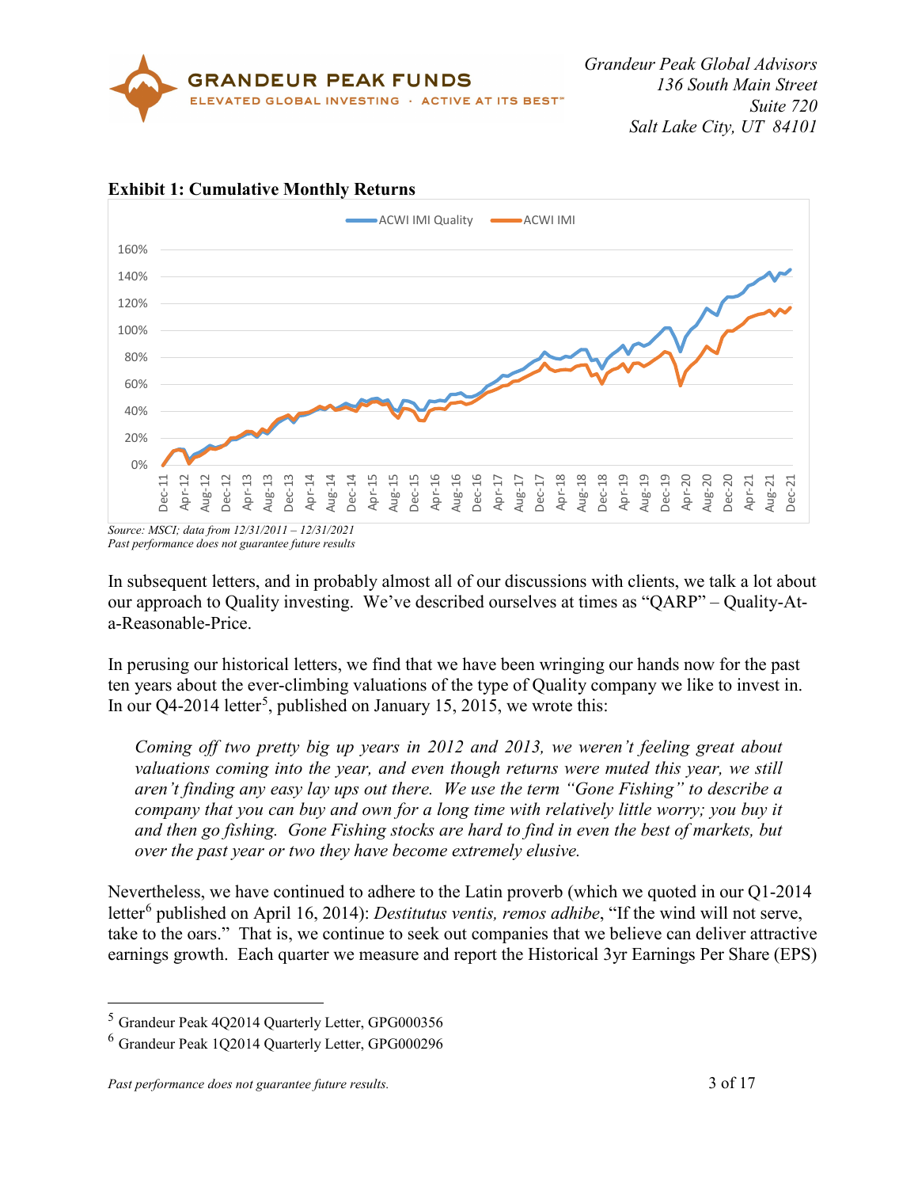**Exhibit 1: Cumulative Monthly Returns**

Source: MSCI; data from 12/31/2011 – 12/31/2021
*Past performance does not guarantee future results*

In subsequent letters, and in probably almost all of our discussions with clients, we talk a lot about our approach to Quality investing. We've described ourselves at times as "QARP" – Quality-At-a-Reasonable-Price.

In perusing our historical letters, we find that we have been wringing our hands now for the past ten years about the ever-climbing valuations of the type of Quality company we like to invest in. In our Q4-2014 letter[5], published on January 15, 2015, we wrote this:

> *Coming off two pretty big up years in 2012 and 2013, we weren't feeling great about valuations coming into the year, and even though returns were muted this year, we still aren't finding any easy lay ups out there. We use the term "Gone Fishing" to describe a company that you can buy and own for a long time with relatively little worry; you buy it and then go fishing. Gone Fishing stocks are hard to find in even the best of markets, but over the past year or two they have become extremely elusive.*

Nevertheless, we have continued to adhere to the Latin proverb (which we quoted in our Q1-2014 letter[6] published on April 16, 2014): *Destitutus ventis, remos adhibe*, "If the wind will not serve, take to the oars." That is, we continue to seek out companies that we believe can deliver attractive earnings growth. Each quarter we measure and report the Historical 3yr Earnings Per Share (EPS)

---

[5] Grandeur Peak 4Q2014 Quarterly Letter, GPG000356

[6] Grandeur Peak 1Q2014 Quarterly Letter, GPG000296

*Past performance does not guarantee future results.*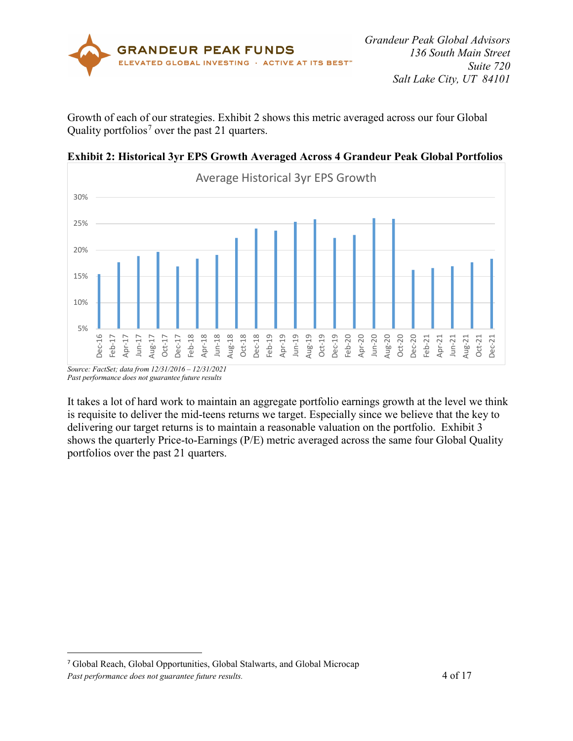Growth of each of our strategies. Exhibit 2 shows this metric averaged across our four Global Quality portfolios[7] over the past 21 quarters.

**Exhibit 2: Historical 3yr EPS Growth Averaged Across 4 Grandeur Peak Global Portfolios**

*Source: FactSet; data from 12/31/2016 – 12/31/2021*
*Past performance does not guarantee future results*

It takes a lot of hard work to maintain an aggregate portfolio earnings growth at the level we think is requisite to deliver the mid-teens returns we target. Especially since we believe that the key to delivering our target returns is to maintain a reasonable valuation on the portfolio. Exhibit 3 shows the quarterly Price-to-Earnings (P/E) metric averaged across the same four Global Quality portfolios over the past 21 quarters.

---

[7] Global Reach, Global Opportunities, Global Stalwarts, and Global Microcap

*Past performance does not guarantee future results.*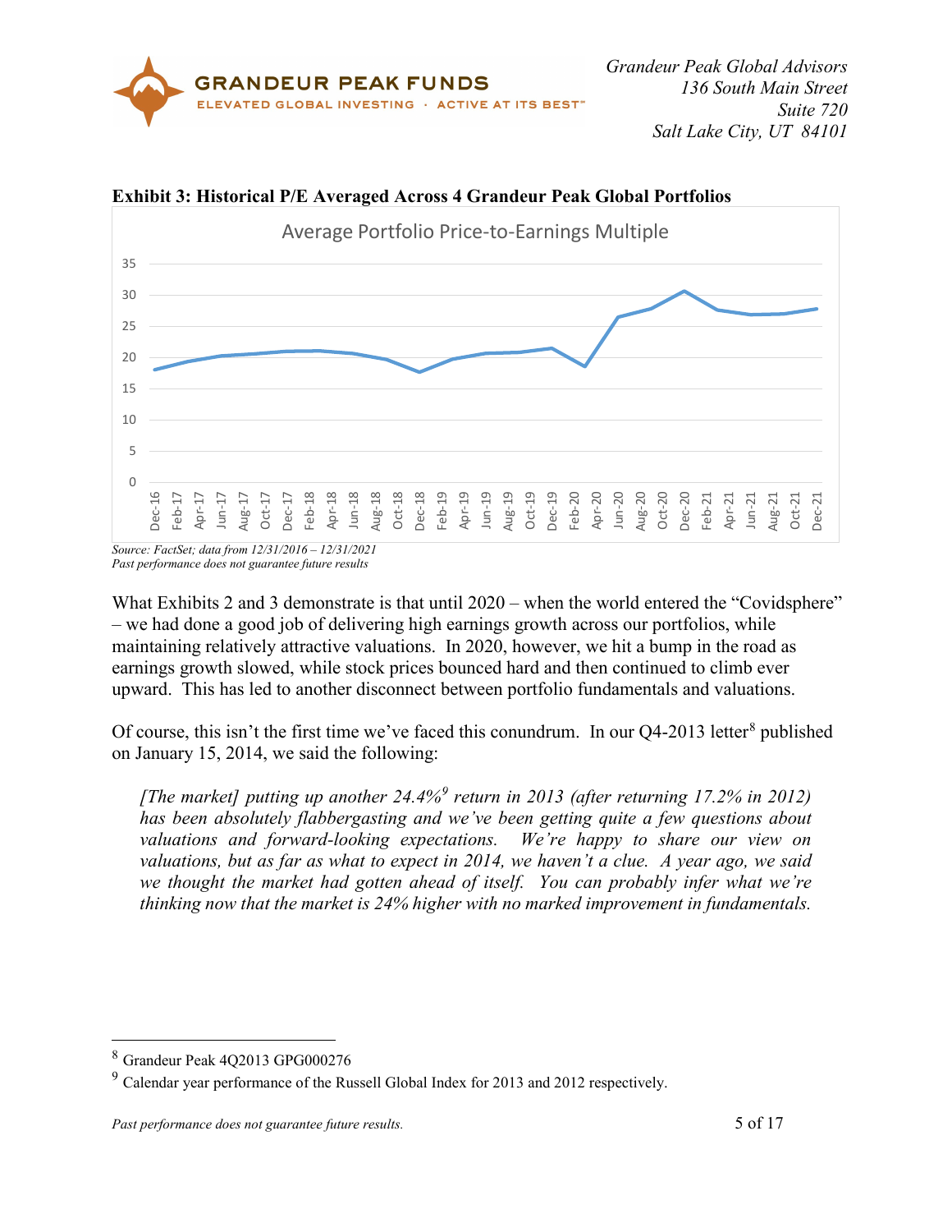**Exhibit 3: Historical P/E Averaged Across 4 Grandeur Peak Global Portfolios**

*Source: FactSet; data from 12/31/2016 – 12/31/2021*
*Past performance does not guarantee future results*

What Exhibits 2 and 3 demonstrate is that until 2020 – when the world entered the "Covidsphere" – we had done a good job of delivering high earnings growth across our portfolios, while maintaining relatively attractive valuations. In 2020, however, we hit a bump in the road as earnings growth slowed, while stock prices bounced hard and then continued to climb ever upward. This has led to another disconnect between portfolio fundamentals and valuations.

Of course, this isn't the first time we've faced this conundrum. In our Q4-2013 letter[8] published on January 15, 2014, we said the following:

> *[The market] putting up another 24.4%[9] return in 2013 (after returning 17.2% in 2012) has been absolutely flabbergasting and we've been getting quite a few questions about valuations and forward-looking expectations. We're happy to share our view on valuations, but as far as what to expect in 2014, we haven't a clue. A year ago, we said we thought the market had gotten ahead of itself. You can probably infer what we're thinking now that the market is 24% higher with no marked improvement in fundamentals.*

---

[8] Grandeur Peak 4Q2013 GPG000276

[9] Calendar year performance of the Russell Global Index for 2013 and 2012 respectively.

*Past performance does not guarantee future results.*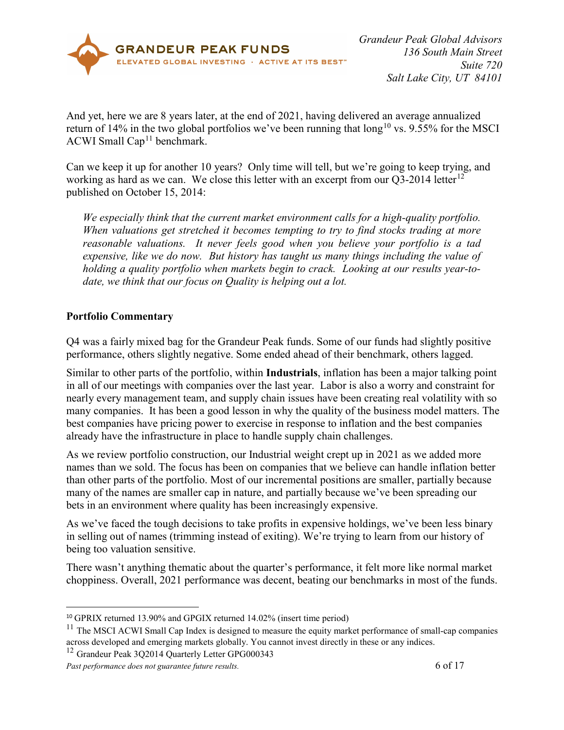And yet, here we are 8 years later, at the end of 2021, having delivered an average annualized return of 14% in the two global portfolios we've been running that long[10] vs. 9.55% for the MSCI ACWI Small Cap[11] benchmark.

Can we keep it up for another 10 years? Only time will tell, but we're going to keep trying, and working as hard as we can. We close this letter with an excerpt from our Q3-2014 letter[12] published on October 15, 2014:

> *We especially think that the current market environment calls for a high-quality portfolio. When valuations get stretched it becomes tempting to try to find stocks trading at more reasonable valuations. It never feels good when you believe your portfolio is a tad expensive, like we do now. But history has taught us many things including the value of holding a quality portfolio when markets begin to crack. Looking at our results year-to-date, we think that our focus on Quality is helping out a lot.*

**Portfolio Commentary**

Q4 was a fairly mixed bag for the Grandeur Peak funds. Some of our funds had slightly positive performance, others slightly negative. Some ended ahead of their benchmark, others lagged.

Similar to other parts of the portfolio, within **Industrials**, inflation has been a major talking point in all of our meetings with companies over the last year. Labor is also a worry and constraint for nearly every management team, and supply chain issues have been creating real volatility with so many companies. It has been a good lesson in why the quality of the business model matters. The best companies have pricing power to exercise in response to inflation and the best companies already have the infrastructure in place to handle supply chain challenges.

As we review portfolio construction, our Industrial weight crept up in 2021 as we added more names than we sold. The focus has been on companies that we believe can handle inflation better than other parts of the portfolio. Most of our incremental positions are smaller, partially because many of the names are smaller cap in nature, and partially because we've been spreading our bets in an environment where quality has been increasingly expensive.

As we've faced the tough decisions to take profits in expensive holdings, we've been less binary in selling out of names (trimming instead of exiting). We're trying to learn from our history of being too valuation sensitive.

There wasn't anything thematic about the quarter's performance, it felt more like normal market choppiness. Overall, 2021 performance was decent, beating our benchmarks in most of the funds.

---

[10] GPRIX returned 13.90% and GPGIX returned 14.02% (insert time period)

[11] The MSCI ACWI Small Cap Index is designed to measure the equity market performance of small-cap companies across developed and emerging markets globally. You cannot invest directly in these or any indices.

[12] Grandeur Peak 3Q2014 Quarterly Letter GPG000343

*Past performance does not guarantee future results.*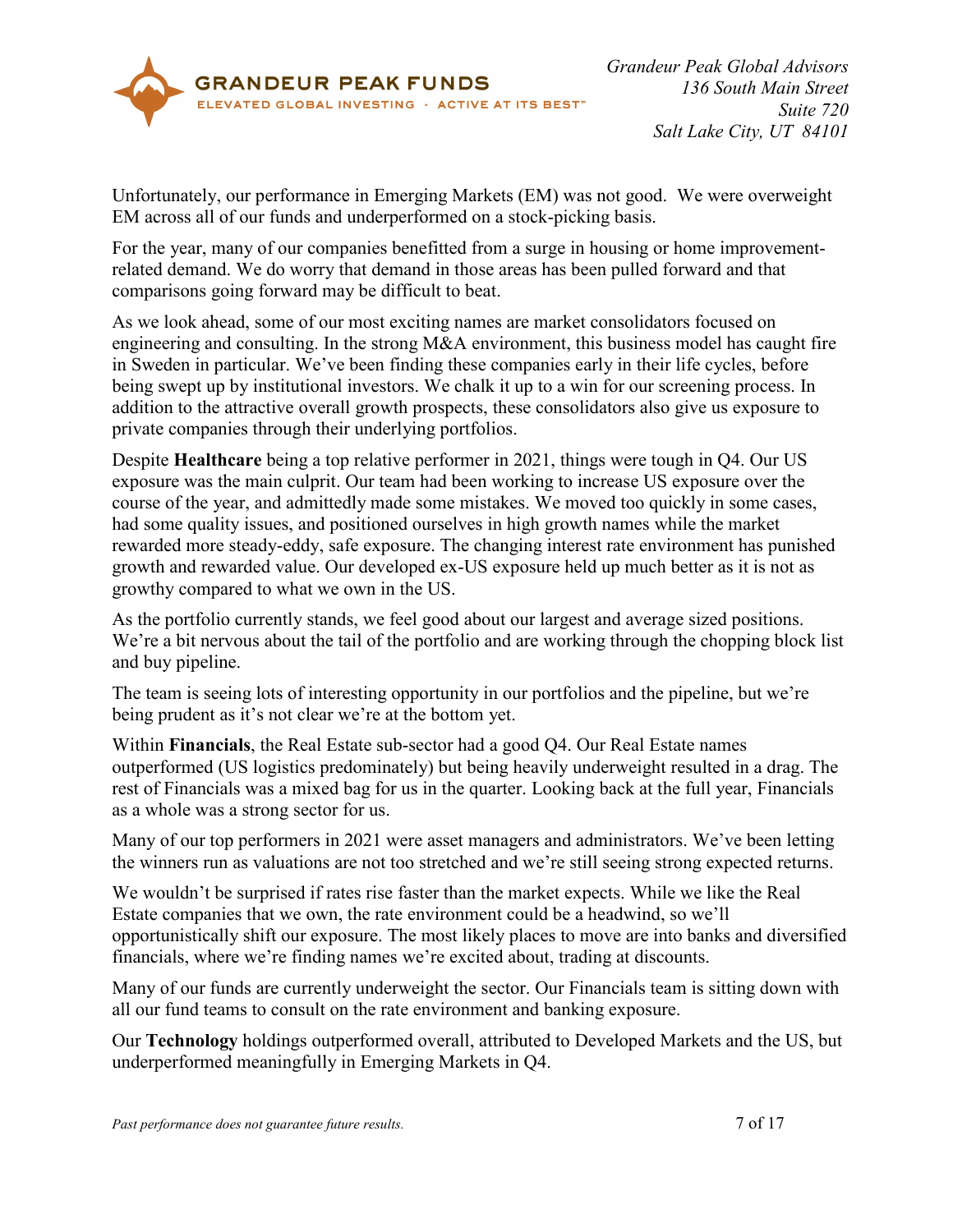Unfortunately, our performance in Emerging Markets (EM) was not good. We were overweight EM across all of our funds and underperformed on a stock-picking basis.

For the year, many of our companies benefitted from a surge in housing or home improvement-related demand. We do worry that demand in those areas has been pulled forward and that comparisons going forward may be difficult to beat.

As we look ahead, some of our most exciting names are market consolidators focused on engineering and consulting. In the strong M&A environment, this business model has caught fire in Sweden in particular. We've been finding these companies early in their life cycles, before being swept up by institutional investors. We chalk it up to a win for our screening process. In addition to the attractive overall growth prospects, these consolidators also give us exposure to private companies through their underlying portfolios.

Despite **Healthcare** being a top relative performer in 2021, things were tough in Q4. Our US exposure was the main culprit. Our team had been working to increase US exposure over the course of the year, and admittedly made some mistakes. We moved too quickly in some cases, had some quality issues, and positioned ourselves in high growth names while the market rewarded more steady-eddy, safe exposure. The changing interest rate environment has punished growth and rewarded value. Our developed ex-US exposure held up much better as it is not as growthy compared to what we own in the US.

As the portfolio currently stands, we feel good about our largest and average sized positions. We're a bit nervous about the tail of the portfolio and are working through the chopping block list and buy pipeline.

The team is seeing lots of interesting opportunity in our portfolios and the pipeline, but we're being prudent as it's not clear we're at the bottom yet.

Within **Financials**, the Real Estate sub-sector had a good Q4. Our Real Estate names outperformed (US logistics predominately) but being heavily underweight resulted in a drag. The rest of Financials was a mixed bag for us in the quarter. Looking back at the full year, Financials as a whole was a strong sector for us.

Many of our top performers in 2021 were asset managers and administrators. We've been letting the winners run as valuations are not too stretched and we're still seeing strong expected returns.

We wouldn't be surprised if rates rise faster than the market expects. While we like the Real Estate companies that we own, the rate environment could be a headwind, so we'll opportunistically shift our exposure. The most likely places to move are into banks and diversified financials, where we're finding names we're excited about, trading at discounts.

Many of our funds are currently underweight the sector. Our Financials team is sitting down with all our fund teams to consult on the rate environment and banking exposure.

Our **Technology** holdings outperformed overall, attributed to Developed Markets and the US, but underperformed meaningfully in Emerging Markets in Q4.

*Past performance does not guarantee future results.*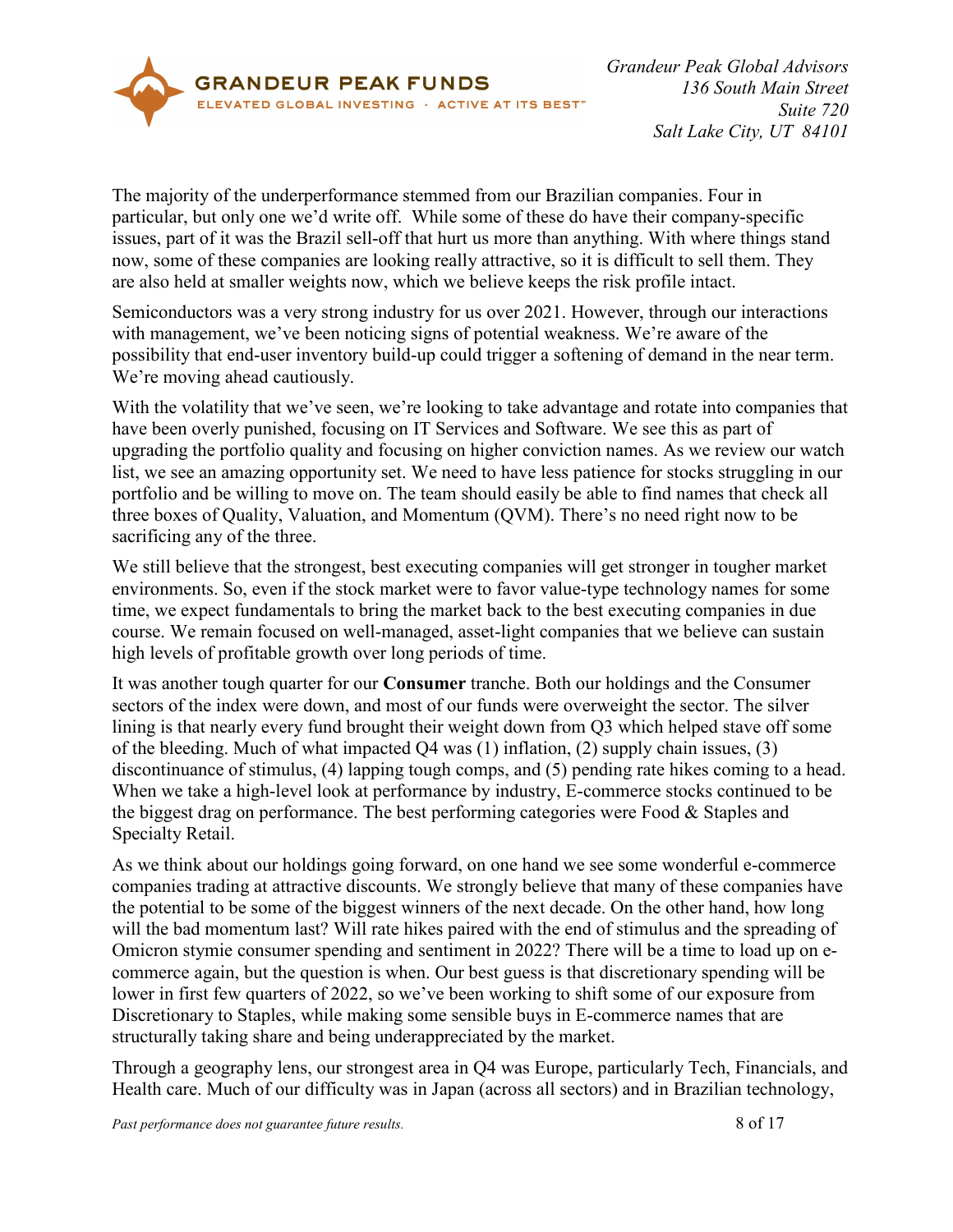The majority of the underperformance stemmed from our Brazilian companies. Four in particular, but only one we'd write off. While some of these do have their company-specific issues, part of it was the Brazil sell-off that hurt us more than anything. With where things stand now, some of these companies are looking really attractive, so it is difficult to sell them. They are also held at smaller weights now, which we believe keeps the risk profile intact.

Semiconductors was a very strong industry for us over 2021. However, through our interactions with management, we've been noticing signs of potential weakness. We're aware of the possibility that end-user inventory build-up could trigger a softening of demand in the near term. We're moving ahead cautiously.

With the volatility that we've seen, we're looking to take advantage and rotate into companies that have been overly punished, focusing on IT Services and Software. We see this as part of upgrading the portfolio quality and focusing on higher conviction names. As we review our watch list, we see an amazing opportunity set. We need to have less patience for stocks struggling in our portfolio and be willing to move on. The team should easily be able to find names that check all three boxes of Quality, Valuation, and Momentum (QVM). There's no need right now to be sacrificing any of the three.

We still believe that the strongest, best executing companies will get stronger in tougher market environments. So, even if the stock market were to favor value-type technology names for some time, we expect fundamentals to bring the market back to the best executing companies in due course. We remain focused on well-managed, asset-light companies that we believe can sustain high levels of profitable growth over long periods of time.

It was another tough quarter for our **Consumer** tranche. Both our holdings and the Consumer sectors of the index were down, and most of our funds were overweight the sector. The silver lining is that nearly every fund brought their weight down from Q3 which helped stave off some of the bleeding. Much of what impacted Q4 was (1) inflation, (2) supply chain issues, (3) discontinuance of stimulus, (4) lapping tough comps, and (5) pending rate hikes coming to a head. When we take a high-level look at performance by industry, E-commerce stocks continued to be the biggest drag on performance. The best performing categories were Food & Staples and Specialty Retail.

As we think about our holdings going forward, on one hand we see some wonderful e-commerce companies trading at attractive discounts. We strongly believe that many of these companies have the potential to be some of the biggest winners of the next decade. On the other hand, how long will the bad momentum last? Will rate hikes paired with the end of stimulus and the spreading of Omicron stymie consumer spending and sentiment in 2022? There will be a time to load up on e-commerce again, but the question is when. Our best guess is that discretionary spending will be lower in first few quarters of 2022, so we've been working to shift some of our exposure from Discretionary to Staples, while making some sensible buys in E-commerce names that are structurally taking share and being underappreciated by the market.

Through a geography lens, our strongest area in Q4 was Europe, particularly Tech, Financials, and Health care. Much of our difficulty was in Japan (across all sectors) and in Brazilian technology,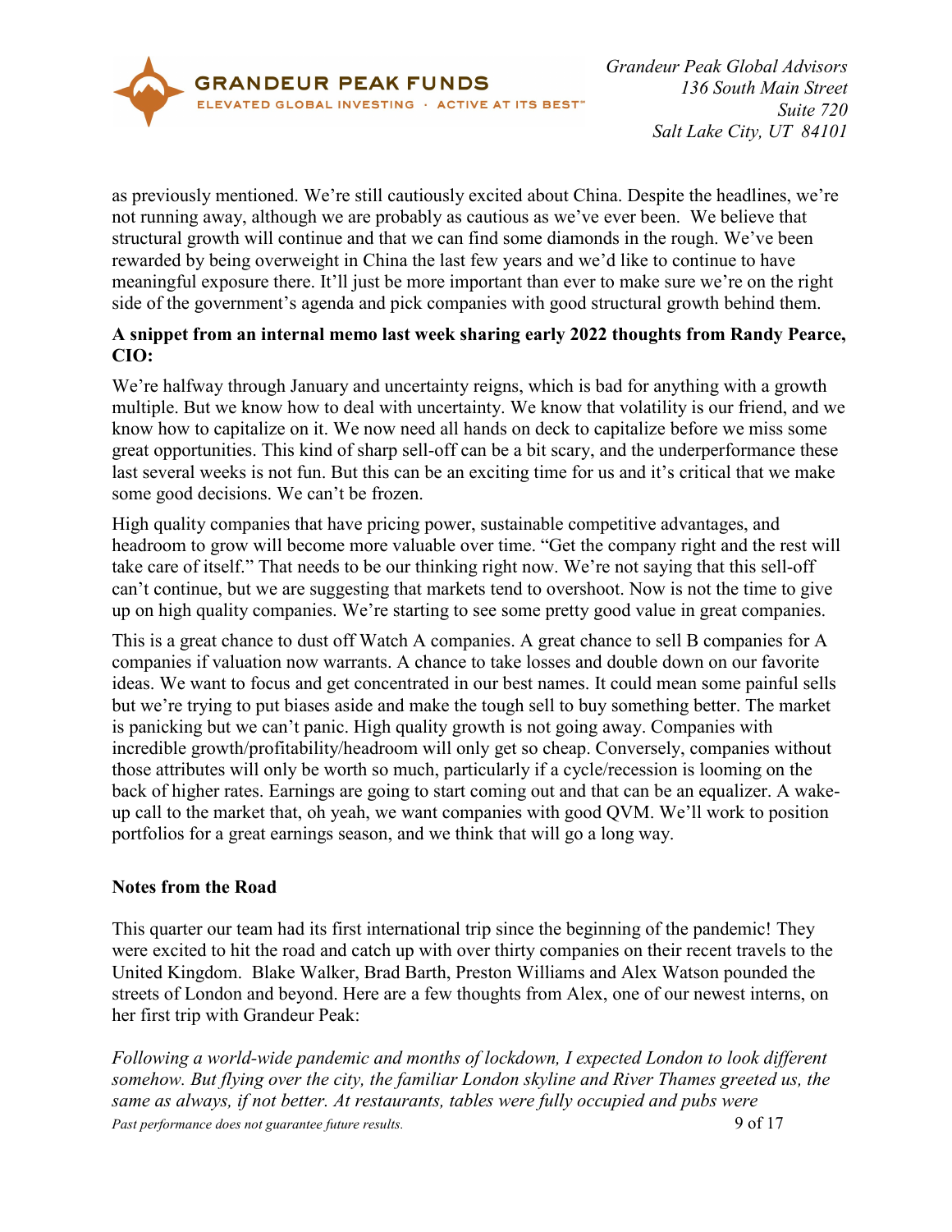as previously mentioned. We're still cautiously excited about China. Despite the headlines, we're not running away, although we are probably as cautious as we've ever been. We believe that structural growth will continue and that we can find some diamonds in the rough. We've been rewarded by being overweight in China the last few years and we'd like to continue to have meaningful exposure there. It'll just be more important than ever to make sure we're on the right side of the government's agenda and pick companies with good structural growth behind them.

**A snippet from an internal memo last week sharing early 2022 thoughts from Randy Pearce, CIO:**

We're halfway through January and uncertainty reigns, which is bad for anything with a growth multiple. But we know how to deal with uncertainty. We know that volatility is our friend, and we know how to capitalize on it. We now need all hands on deck to capitalize before we miss some great opportunities. This kind of sharp sell-off can be a bit scary, and the underperformance these last several weeks is not fun. But this can be an exciting time for us and it's critical that we make some good decisions. We can't be frozen.

High quality companies that have pricing power, sustainable competitive advantages, and headroom to grow will become more valuable over time. "Get the company right and the rest will take care of itself." That needs to be our thinking right now. We're not saying that this sell-off can't continue, but we are suggesting that markets tend to overshoot. Now is not the time to give up on high quality companies. We're starting to see some pretty good value in great companies.

This is a great chance to dust off Watch A companies. A great chance to sell B companies for A companies if valuation now warrants. A chance to take losses and double down on our favorite ideas. We want to focus and get concentrated in our best names. It could mean some painful sells but we're trying to put biases aside and make the tough sell to buy something better. The market is panicking but we can't panic. High quality growth is not going away. Companies with incredible growth/profitability/headroom will only get so cheap. Conversely, companies without those attributes will only be worth so much, particularly if a cycle/recession is looming on the back of higher rates. Earnings are going to start coming out and that can be an equalizer. A wake-up call to the market that, oh yeah, we want companies with good QVM. We'll work to position portfolios for a great earnings season, and we think that will go a long way.

**Notes from the Road**

This quarter our team had its first international trip since the beginning of the pandemic! They were excited to hit the road and catch up with over thirty companies on their recent travels to the United Kingdom. Blake Walker, Brad Barth, Preston Williams and Alex Watson pounded the streets of London and beyond. Here are a few thoughts from Alex, one of our newest interns, on her first trip with Grandeur Peak:

*Following a world-wide pandemic and months of lockdown, I expected London to look different somehow. But flying over the city, the familiar London skyline and River Thames greeted us, the same as always, if not better. At restaurants, tables were fully occupied and pubs were*

*Past performance does not guarantee future results.*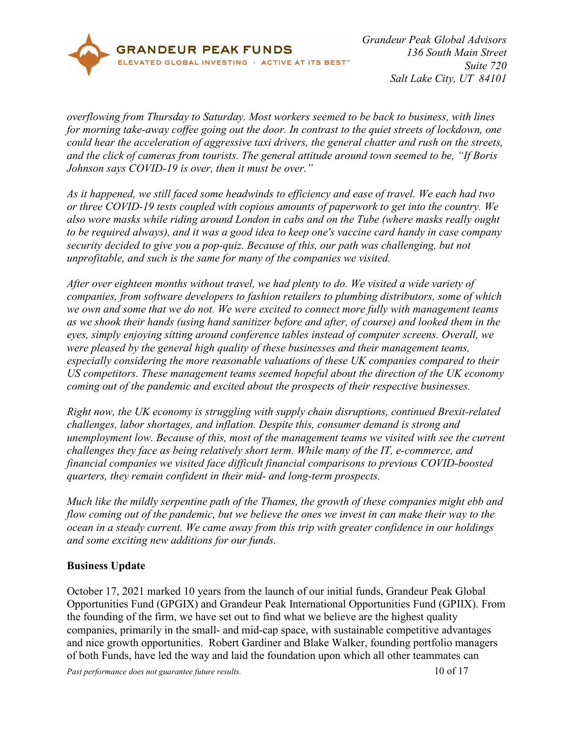*overflowing from Thursday to Saturday. Most workers seemed to be back to business, with lines for morning take-away coffee going out the door. In contrast to the quiet streets of lockdown, one could hear the acceleration of aggressive taxi drivers, the general chatter and rush on the streets, and the click of cameras from tourists. The general attitude around town seemed to be, "If Boris Johnson says COVID-19 is over, then it must be over."*

*As it happened, we still faced some headwinds to efficiency and ease of travel. We each had two or three COVID-19 tests coupled with copious amounts of paperwork to get into the country. We also wore masks while riding around London in cabs and on the Tube (where masks really ought to be required always), and it was a good idea to keep one's vaccine card handy in case company security decided to give you a pop-quiz. Because of this, our path was challenging, but not unprofitable, and such is the same for many of the companies we visited.*

*After over eighteen months without travel, we had plenty to do. We visited a wide variety of companies, from software developers to fashion retailers to plumbing distributors, some of which we own and some that we do not. We were excited to connect more fully with management teams as we shook their hands (using hand sanitizer before and after, of course) and looked them in the eyes, simply enjoying sitting around conference tables instead of computer screens. Overall, we were pleased by the general high quality of these businesses and their management teams, especially considering the more reasonable valuations of these UK companies compared to their US competitors. These management teams seemed hopeful about the direction of the UK economy coming out of the pandemic and excited about the prospects of their respective businesses.*

*Right now, the UK economy is struggling with supply chain disruptions, continued Brexit-related challenges, labor shortages, and inflation. Despite this, consumer demand is strong and unemployment low. Because of this, most of the management teams we visited with see the current challenges they face as being relatively short term. While many of the IT, e-commerce, and financial companies we visited face difficult financial comparisons to previous COVID-boosted quarters, they remain confident in their mid- and long-term prospects.*

*Much like the mildly serpentine path of the Thames, the growth of these companies might ebb and flow coming out of the pandemic, but we believe the ones we invest in can make their way to the ocean in a steady current. We came away from this trip with greater confidence in our holdings and some exciting new additions for our funds.*

**Business Update**

October 17, 2021 marked 10 years from the launch of our initial funds, Grandeur Peak Global Opportunities Fund (GPGIX) and Grandeur Peak International Opportunities Fund (GPIIX). From the founding of the firm, we have set out to find what we believe are the highest quality companies, primarily in the small- and mid-cap space, with sustainable competitive advantages and nice growth opportunities. Robert Gardiner and Blake Walker, founding portfolio managers of both Funds, have led the way and laid the foundation upon which all other teammates can

*Past performance does not guarantee future results.*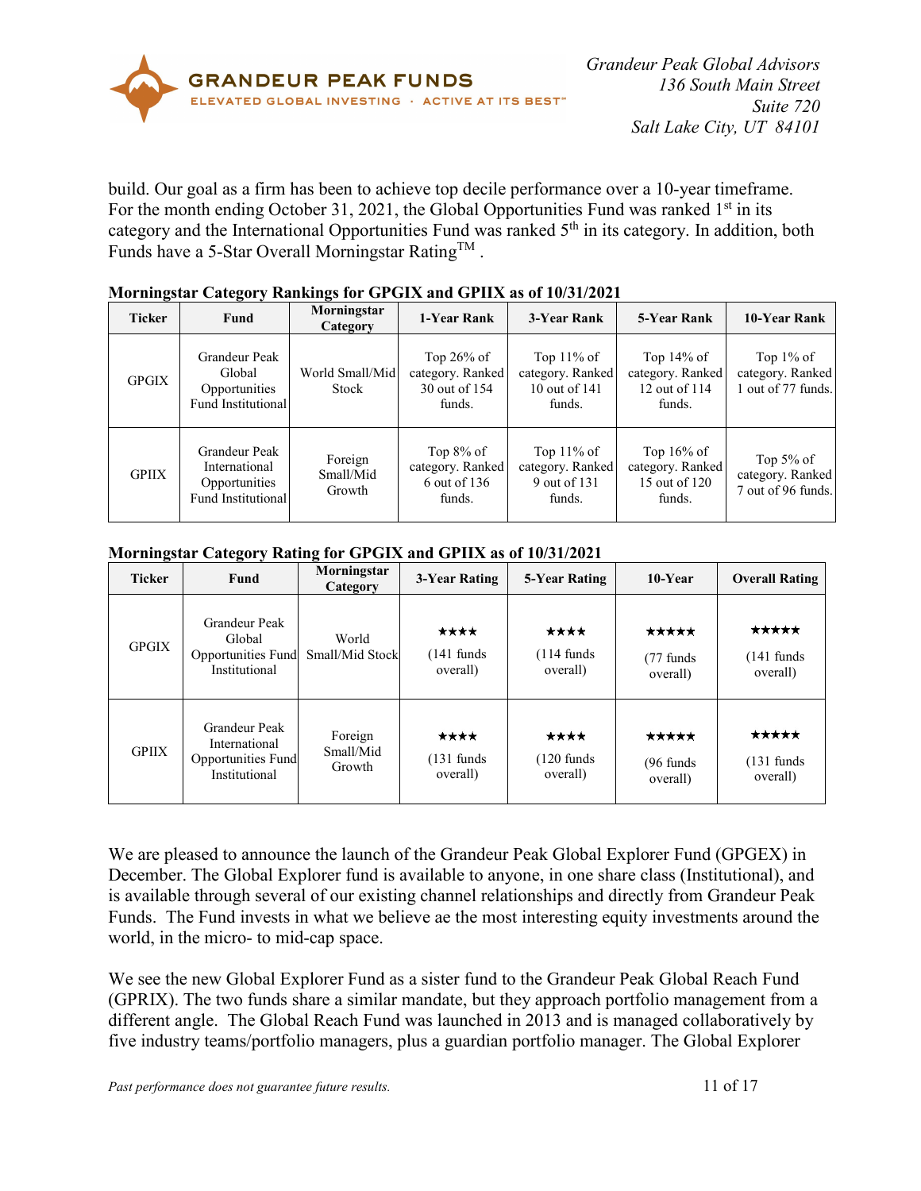build. Our goal as a firm has been to achieve top decile performance over a 10-year timeframe. For the month ending October 31, 2021, the Global Opportunities Fund was ranked 1st in its category and the International Opportunities Fund was ranked 5th in its category. In addition, both Funds have a 5-Star Overall Morningstar Rating™ .

**Morningstar Category Rankings for GPGIX and GPIIX as of 10/31/2021**

| Ticker | Fund | Morningstar Category | 1-Year Rank | 3-Year Rank | 5-Year Rank | 10-Year Rank |
|---|---|---|---|---|---|---|
| GPGIX | Grandeur Peak Global Opportunities Fund Institutional | World Small/Mid Stock | Top 26% of category. Ranked 30 out of 154 funds. | Top 11% of category. Ranked 10 out of 141 funds. | Top 14% of category. Ranked 12 out of 114 funds. | Top 1% of category. Ranked 1 out of 77 funds. |
| GPIIX | Grandeur Peak International Opportunities Fund Institutional | Foreign Small/Mid Growth | Top 8% of category. Ranked 6 out of 136 funds. | Top 11% of category. Ranked 9 out of 131 funds. | Top 16% of category. Ranked 15 out of 120 funds. | Top 5% of category. Ranked 7 out of 96 funds. |

**Morningstar Category Rating for GPGIX and GPIIX as of 10/31/2021**

| Ticker | Fund | Morningstar Category | 3-Year Rating | 5-Year Rating | 10-Year | Overall Rating |
|---|---|---|---|---|---|---|
| GPGIX | Grandeur Peak Global Opportunities Fund Institutional | World Small/Mid Stock | ★★★★ (141 funds overall) | ★★★★ (114 funds overall) | ★★★★★ (77 funds overall) | ★★★★★ (141 funds overall) |
| GPIIX | Grandeur Peak International Opportunities Fund Institutional | Foreign Small/Mid Growth | ★★★★ (131 funds overall) | ★★★★ (120 funds overall) | ★★★★★ (96 funds overall) | ★★★★★ (131 funds overall) |

We are pleased to announce the launch of the Grandeur Peak Global Explorer Fund (GPGEX) in December. The Global Explorer fund is available to anyone, in one share class (Institutional), and is available through several of our existing channel relationships and directly from Grandeur Peak Funds. The Fund invests in what we believe ae the most interesting equity investments around the world, in the micro- to mid-cap space.

We see the new Global Explorer Fund as a sister fund to the Grandeur Peak Global Reach Fund (GPRIX). The two funds share a similar mandate, but they approach portfolio management from a different angle. The Global Reach Fund was launched in 2013 and is managed collaboratively by five industry teams/portfolio managers, plus a guardian portfolio manager. The Global Explorer

*Past performance does not guarantee future results.*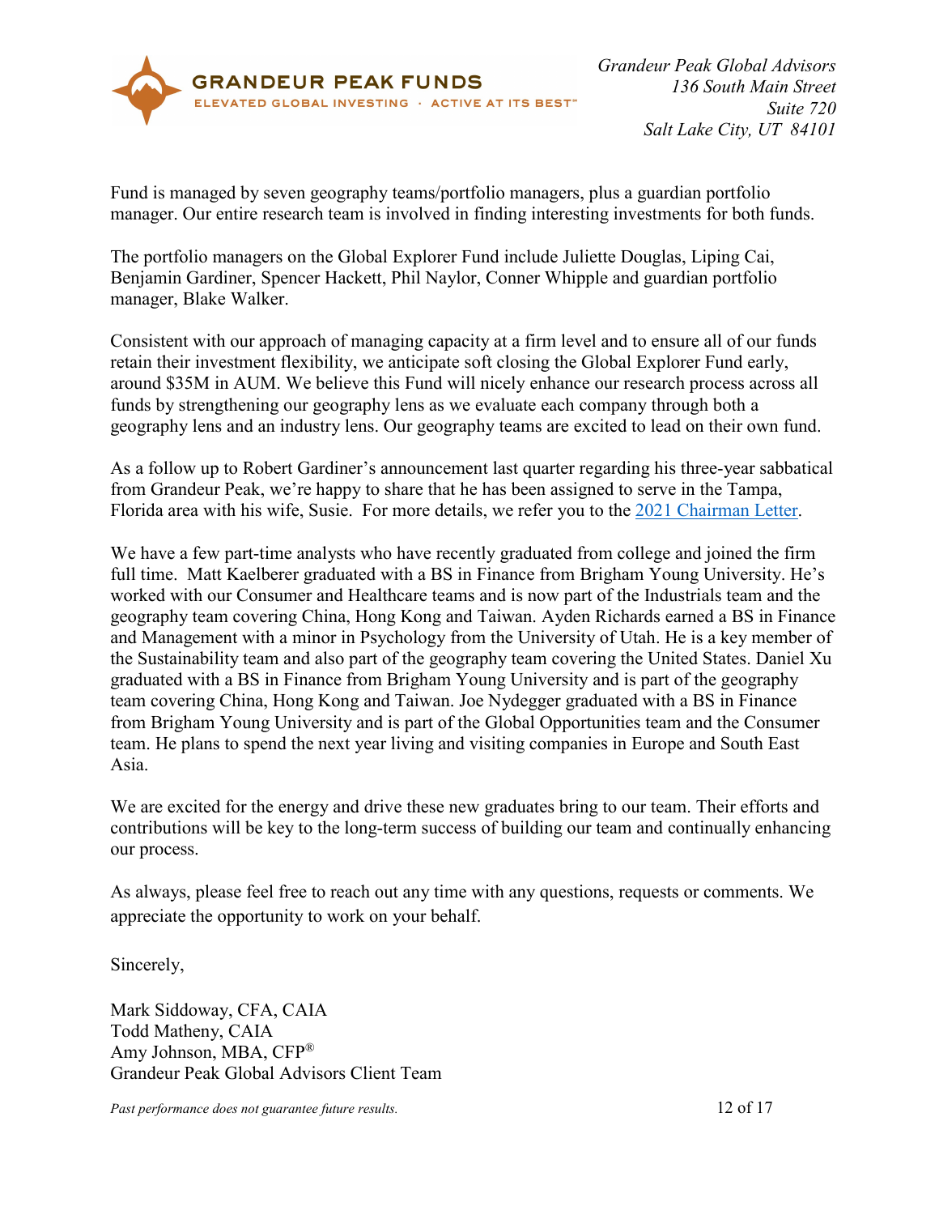Fund is managed by seven geography teams/portfolio managers, plus a guardian portfolio manager. Our entire research team is involved in finding interesting investments for both funds.

The portfolio managers on the Global Explorer Fund include Juliette Douglas, Liping Cai, Benjamin Gardiner, Spencer Hackett, Phil Naylor, Conner Whipple and guardian portfolio manager, Blake Walker.

Consistent with our approach of managing capacity at a firm level and to ensure all of our funds retain their investment flexibility, we anticipate soft closing the Global Explorer Fund early, around $35M in AUM. We believe this Fund will nicely enhance our research process across all funds by strengthening our geography lens as we evaluate each company through both a geography lens and an industry lens. Our geography teams are excited to lead on their own fund.

As a follow up to Robert Gardiner's announcement last quarter regarding his three-year sabbatical from Grandeur Peak, we're happy to share that he has been assigned to serve in the Tampa, Florida area with his wife, Susie. For more details, we refer you to the 2021 Chairman Letter.

We have a few part-time analysts who have recently graduated from college and joined the firm full time. Matt Kaelberer graduated with a BS in Finance from Brigham Young University. He's worked with our Consumer and Healthcare teams and is now part of the Industrials team and the geography team covering China, Hong Kong and Taiwan. Ayden Richards earned a BS in Finance and Management with a minor in Psychology from the University of Utah. He is a key member of the Sustainability team and also part of the geography team covering the United States. Daniel Xu graduated with a BS in Finance from Brigham Young University and is part of the geography team covering China, Hong Kong and Taiwan. Joe Nydegger graduated with a BS in Finance from Brigham Young University and is part of the Global Opportunities team and the Consumer team. He plans to spend the next year living and visiting companies in Europe and South East Asia.

We are excited for the energy and drive these new graduates bring to our team. Their efforts and contributions will be key to the long-term success of building our team and continually enhancing our process.

As always, please feel free to reach out any time with any questions, requests or comments. We appreciate the opportunity to work on your behalf.

Sincerely,

Mark Siddoway, CFA, CAIA
Todd Matheny, CAIA
Amy Johnson, MBA, CFP®
Grandeur Peak Global Advisors Client Team

*Past performance does not guarantee future results.*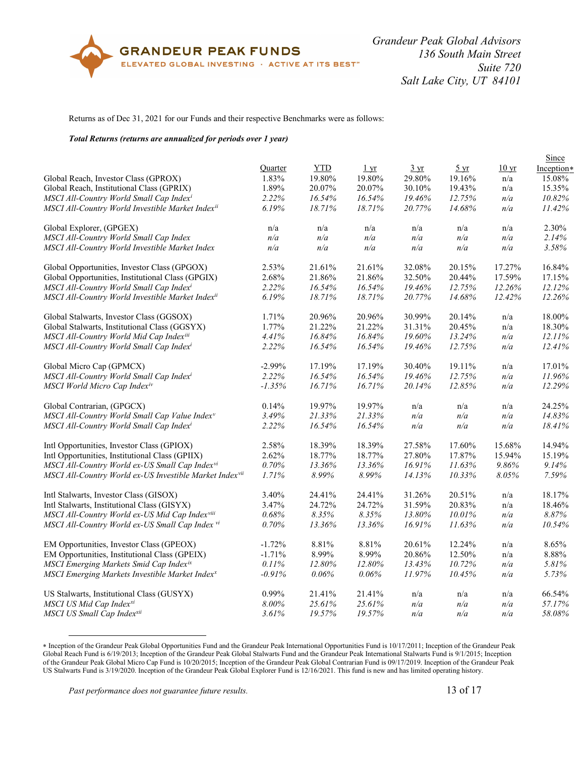GRANDEUR PEAK FUNDS
ELEVATED GLOBAL INVESTING · ACTIVE AT ITS BEST™

*Grandeur Peak Global Advisors*
*136 South Main Street*
*Suite 720*
*Salt Lake City, UT 84101*

Returns as of Dec 31, 2021 for our Funds and their respective Benchmarks were as follows:

***Total Returns (returns are annualized for periods over 1 year)***

| | Quarter | YTD | 1 yr | 3 yr | 5 yr | 10 yr | Since Inception* |
|---|---|---|---|---|---|---|---|
| Global Reach, Investor Class (GPROX) | 1.83% | 19.80% | 19.80% | 29.80% | 19.16% | n/a | 15.08% |
| Global Reach, Institutional Class (GPRIX) | 1.89% | 20.07% | 20.07% | 30.10% | 19.43% | n/a | 15.35% |
| *MSCI All-Country World Small Cap Index[i]* | *2.22%* | *16.54%* | *16.54%* | *19.46%* | *12.75%* | *n/a* | *10.82%* |
| *MSCI All-Country World Investible Market Index[ii]* | *6.19%* | *18.71%* | *18.71%* | *20.77%* | *14.68%* | *n/a* | *11.42%* |
| | | | | | | | |
| Global Explorer, (GPGEX) | n/a | n/a | n/a | n/a | n/a | n/a | 2.30% |
| *MSCI All-Country World Small Cap Index* | *n/a* | *n/a* | *n/a* | *n/a* | *n/a* | *n/a* | *2.14%* |
| *MSCI All-Country World Investible Market Index* | *n/a* | *n/a* | *n/a* | *n/a* | *n/a* | *n/a* | *3.58%* |
| | | | | | | | |
| Global Opportunities, Investor Class (GPGOX) | 2.53% | 21.61% | 21.61% | 32.08% | 20.15% | 17.27% | 16.84% |
| Global Opportunities, Institutional Class (GPGIX) | 2.68% | 21.86% | 21.86% | 32.50% | 20.44% | 17.59% | 17.15% |
| *MSCI All-Country World Small Cap Index[i]* | *2.22%* | *16.54%* | *16.54%* | *19.46%* | *12.75%* | *12.26%* | *12.12%* |
| *MSCI All-Country World Investible Market Index[ii]* | *6.19%* | *18.71%* | *18.71%* | *20.77%* | *14.68%* | *12.42%* | *12.26%* |
| | | | | | | | |
| Global Stalwarts, Investor Class (GGSOX) | 1.71% | 20.96% | 20.96% | 30.99% | 20.14% | n/a | 18.00% |
| Global Stalwarts, Institutional Class (GGSYX) | 1.77% | 21.22% | 21.22% | 31.31% | 20.45% | n/a | 18.30% |
| *MSCI All-Country World Mid Cap Index[iii]* | *4.41%* | *16.84%* | *16.84%* | *19.60%* | *13.24%* | *n/a* | *12.11%* |
| *MSCI All-Country World Small Cap Index[i]* | *2.22%* | *16.54%* | *16.54%* | *19.46%* | *12.75%* | *n/a* | *12.41%* |
| | | | | | | | |
| Global Micro Cap (GPMCX) | -2.99% | 17.19% | 17.19% | 30.40% | 19.11% | n/a | 17.01% |
| *MSCI All-Country World Small Cap Index[i]* | *2.22%* | *16.54%* | *16.54%* | *19.46%* | *12.75%* | *n/a* | *11.96%* |
| *MSCI World Micro Cap Index[iv]* | *-1.35%* | *16.71%* | *16.71%* | *20.14%* | *12.85%* | *n/a* | *12.29%* |
| | | | | | | | |
| Global Contrarian, (GPGCX) | 0.14% | 19.97% | 19.97% | n/a | n/a | n/a | 24.25% |
| *MSCI All-Country World Small Cap Value Index[v]* | *3.49%* | *21.33%* | *21.33%* | *n/a* | *n/a* | *n/a* | *14.83%* |
| *MSCI All-Country World Small Cap Index[i]* | *2.22%* | *16.54%* | *16.54%* | *n/a* | *n/a* | *n/a* | *18.41%* |
| | | | | | | | |
| Intl Opportunities, Investor Class (GPIOX) | 2.58% | 18.39% | 18.39% | 27.58% | 17.60% | 15.68% | 14.94% |
| Intl Opportunities, Institutional Class (GPIIX) | 2.62% | 18.77% | 18.77% | 27.80% | 17.87% | 15.94% | 15.19% |
| *MSCI All-Country World ex-US Small Cap Index[vi]* | *0.70%* | *13.36%* | *13.36%* | *16.91%* | *11.63%* | *9.86%* | *9.14%* |
| *MSCI All-Country World ex-US Investible Market Index[vii]* | *1.71%* | *8.99%* | *8.99%* | *14.13%* | *10.33%* | *8.05%* | *7.59%* |
| | | | | | | | |
| Intl Stalwarts, Investor Class (GISOX) | 3.40% | 24.41% | 24.41% | 31.26% | 20.51% | n/a | 18.17% |
| Intl Stalwarts, Institutional Class (GISYX) | 3.47% | 24.72% | 24.72% | 31.59% | 20.83% | n/a | 18.46% |
| *MSCI All-Country World ex-US Mid Cap Index[viii]* | *0.68%* | *8.35%* | *8.35%* | *13.80%* | *10.01%* | *n/a* | *8.87%* |
| *MSCI All-Country World ex-US Small Cap Index [vi]* | *0.70%* | *13.36%* | *13.36%* | *16.91%* | *11.63%* | *n/a* | *10.54%* |
| | | | | | | | |
| EM Opportunities, Investor Class (GPEOX) | -1.72% | 8.81% | 8.81% | 20.61% | 12.24% | n/a | 8.65% |
| EM Opportunities, Institutional Class (GPEIX) | -1.71% | 8.99% | 8.99% | 20.86% | 12.50% | n/a | 8.88% |
| *MSCI Emerging Markets Smid Cap Index[ix]* | *0.11%* | *12.80%* | *12.80%* | *13.43%* | *10.72%* | *n/a* | *5.81%* |
| *MSCI Emerging Markets Investible Market Index[x]* | *-0.91%* | *0.06%* | *0.06%* | *11.97%* | *10.45%* | *n/a* | *5.73%* |
| | | | | | | | |
| US Stalwarts, Institutional Class (GUSYX) | 0.99% | 21.41% | 21.41% | n/a | n/a | n/a | 66.54% |
| *MSCI US Mid Cap Index[xi]* | *8.00%* | *25.61%* | *25.61%* | *n/a* | *n/a* | *n/a* | *57.17%* |
| *MSCI US Small Cap Index[xii]* | *3.61%* | *19.57%* | *19.57%* | *n/a* | *n/a* | *n/a* | *58.08%* |

* Inception of the Grandeur Peak Global Opportunities Fund and the Grandeur Peak International Opportunities Fund is 10/17/2011; Inception of the Grandeur Peak Global Reach Fund is 6/19/2013; Inception of the Grandeur Peak Global Stalwarts Fund and the Grandeur Peak International Stalwarts Fund is 9/1/2015; Inception of the Grandeur Peak Global Micro Cap Fund is 10/20/2015; Inception of the Grandeur Peak Global Contrarian Fund is 09/17/2019. Inception of the Grandeur Peak US Stalwarts Fund is 3/19/2020. Inception of the Grandeur Peak Global Explorer Fund is 12/16/2021. This fund is new and has limited operating history.

*Past performance does not guarantee future results.*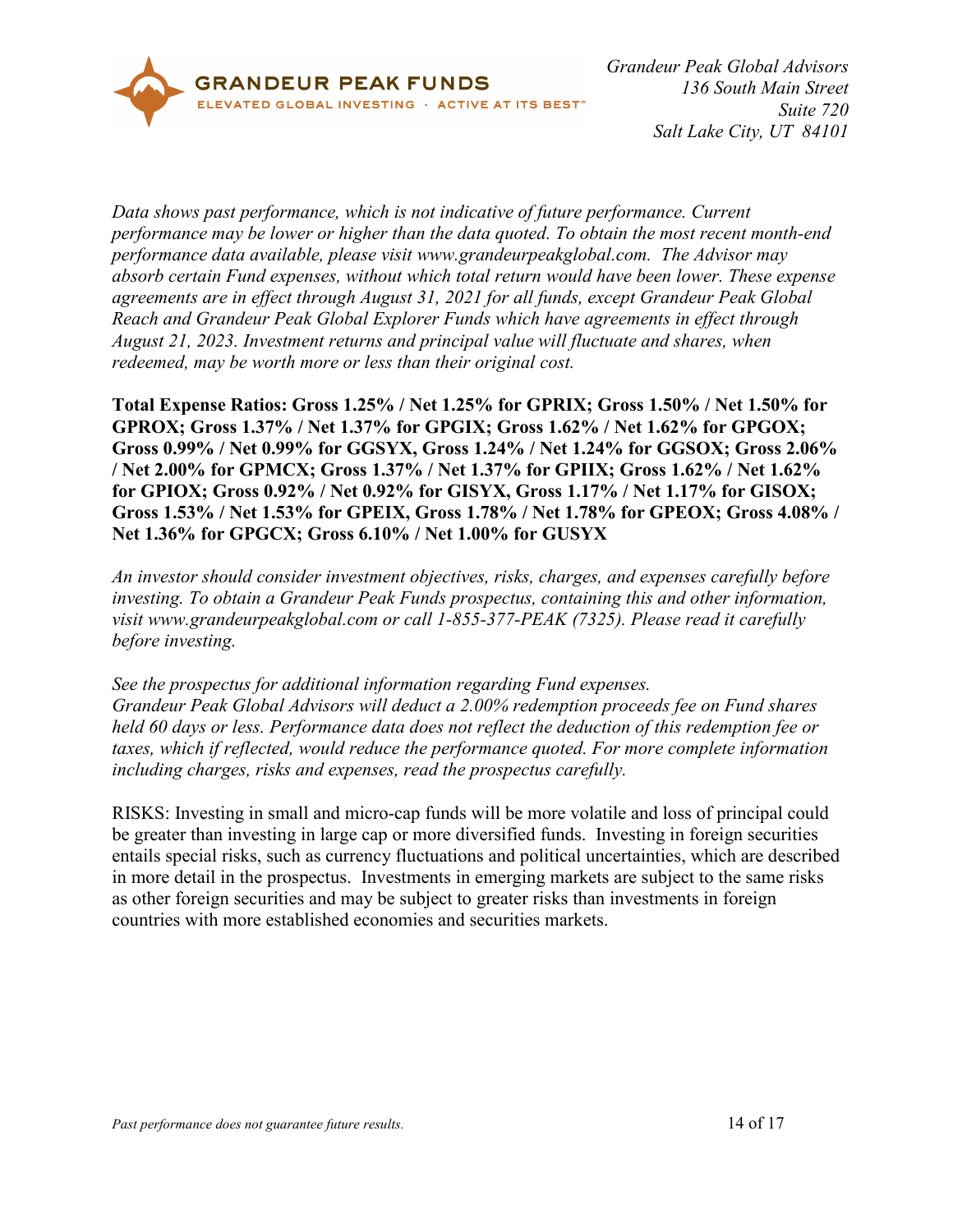Grandeur Peak Funds
ELEVATED GLOBAL INVESTING · ACTIVE AT ITS BEST™

*Grandeur Peak Global Advisors*
*136 South Main Street*
*Suite 720*
*Salt Lake City, UT 84101*

*Data shows past performance, which is not indicative of future performance. Current performance may be lower or higher than the data quoted. To obtain the most recent month-end performance data available, please visit www.grandeurpeakglobal.com. The Advisor may absorb certain Fund expenses, without which total return would have been lower. These expense agreements are in effect through August 31, 2021 for all funds, except Grandeur Peak Global Reach and Grandeur Peak Global Explorer Funds which have agreements in effect through August 21, 2023. Investment returns and principal value will fluctuate and shares, when redeemed, may be worth more or less than their original cost.*

**Total Expense Ratios: Gross 1.25% / Net 1.25% for GPRIX; Gross 1.50% / Net 1.50% for GPROX; Gross 1.37% / Net 1.37% for GPGIX; Gross 1.62% / Net 1.62% for GPGOX; Gross 0.99% / Net 0.99% for GGSYX, Gross 1.24% / Net 1.24% for GGSOX; Gross 2.06% / Net 2.00% for GPMCX; Gross 1.37% / Net 1.37% for GPIIX; Gross 1.62% / Net 1.62% for GPIOX; Gross 0.92% / Net 0.92% for GISYX, Gross 1.17% / Net 1.17% for GISOX; Gross 1.53% / Net 1.53% for GPEIX, Gross 1.78% / Net 1.78% for GPEOX; Gross 4.08% / Net 1.36% for GPGCX; Gross 6.10% / Net 1.00% for GUSYX**

*An investor should consider investment objectives, risks, charges, and expenses carefully before investing. To obtain a Grandeur Peak Funds prospectus, containing this and other information, visit www.grandeurpeakglobal.com or call 1-855-377-PEAK (7325). Please read it carefully before investing.*

*See the prospectus for additional information regarding Fund expenses.*
*Grandeur Peak Global Advisors will deduct a 2.00% redemption proceeds fee on Fund shares held 60 days or less. Performance data does not reflect the deduction of this redemption fee or taxes, which if reflected, would reduce the performance quoted. For more complete information including charges, risks and expenses, read the prospectus carefully.*

RISKS: Investing in small and micro-cap funds will be more volatile and loss of principal could be greater than investing in large cap or more diversified funds. Investing in foreign securities entails special risks, such as currency fluctuations and political uncertainties, which are described in more detail in the prospectus. Investments in emerging markets are subject to the same risks as other foreign securities and may be subject to greater risks than investments in foreign countries with more established economies and securities markets.

*Past performance does not guarantee future results.*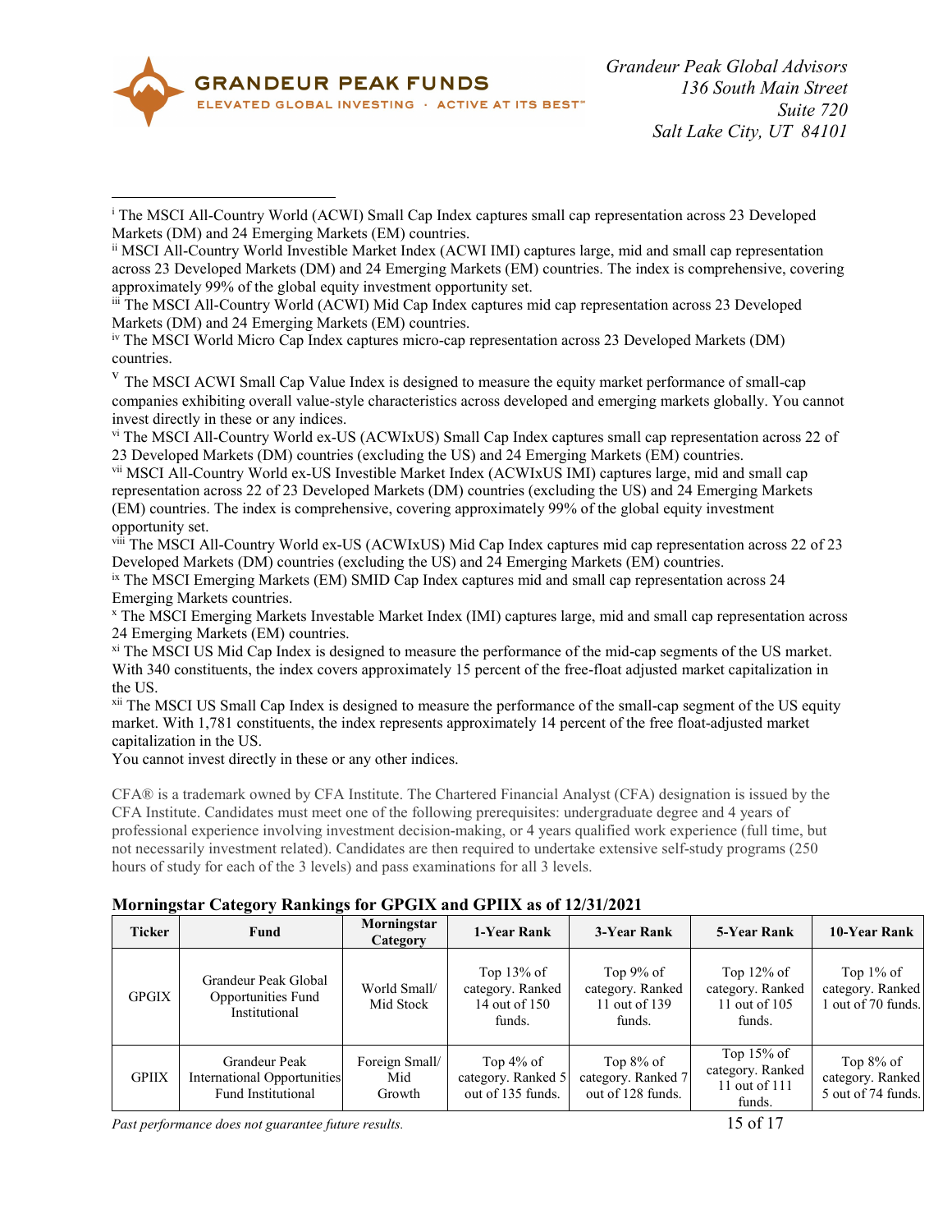[i] The MSCI All-Country World (ACWI) Small Cap Index captures small cap representation across 23 Developed Markets (DM) and 24 Emerging Markets (EM) countries.

[ii] MSCI All-Country World Investible Market Index (ACWI IMI) captures large, mid and small cap representation across 23 Developed Markets (DM) and 24 Emerging Markets (EM) countries. The index is comprehensive, covering approximately 99% of the global equity investment opportunity set.

[iii] The MSCI All-Country World (ACWI) Mid Cap Index captures mid cap representation across 23 Developed Markets (DM) and 24 Emerging Markets (EM) countries.

[iv] The MSCI World Micro Cap Index captures micro-cap representation across 23 Developed Markets (DM) countries.

[v] The MSCI ACWI Small Cap Value Index is designed to measure the equity market performance of small-cap companies exhibiting overall value-style characteristics across developed and emerging markets globally. You cannot invest directly in these or any indices.

[vi] The MSCI All-Country World ex-US (ACWIxUS) Small Cap Index captures small cap representation across 22 of 23 Developed Markets (DM) countries (excluding the US) and 24 Emerging Markets (EM) countries.

[vii] MSCI All-Country World ex-US Investible Market Index (ACWIxUS IMI) captures large, mid and small cap representation across 22 of 23 Developed Markets (DM) countries (excluding the US) and 24 Emerging Markets (EM) countries. The index is comprehensive, covering approximately 99% of the global equity investment opportunity set.

[viii] The MSCI All-Country World ex-US (ACWIxUS) Mid Cap Index captures mid cap representation across 22 of 23 Developed Markets (DM) countries (excluding the US) and 24 Emerging Markets (EM) countries.

[ix] The MSCI Emerging Markets (EM) SMID Cap Index captures mid and small cap representation across 24 Emerging Markets countries.

[x] The MSCI Emerging Markets Investable Market Index (IMI) captures large, mid and small cap representation across 24 Emerging Markets (EM) countries.

[xi] The MSCI US Mid Cap Index is designed to measure the performance of the mid-cap segments of the US market. With 340 constituents, the index covers approximately 15 percent of the free-float adjusted market capitalization in the US.

[xii] The MSCI US Small Cap Index is designed to measure the performance of the small-cap segment of the US equity market. With 1,781 constituents, the index represents approximately 14 percent of the free float-adjusted market capitalization in the US.

You cannot invest directly in these or any other indices.

CFA® is a trademark owned by CFA Institute. The Chartered Financial Analyst (CFA) designation is issued by the CFA Institute. Candidates must meet one of the following prerequisites: undergraduate degree and 4 years of professional experience involving investment decision-making, or 4 years qualified work experience (full time, but not necessarily investment related). Candidates are then required to undertake extensive self-study programs (250 hours of study for each of the 3 levels) and pass examinations for all 3 levels.

**Morningstar Category Rankings for GPGIX and GPIIX as of 12/31/2021**

| Ticker | Fund | Morningstar Category | 1-Year Rank | 3-Year Rank | 5-Year Rank | 10-Year Rank |
|---|---|---|---|---|---|---|
| GPGIX | Grandeur Peak Global Opportunities Fund Institutional | World Small/ Mid Stock | Top 13% of category. Ranked 14 out of 150 funds. | Top 9% of category. Ranked 11 out of 139 funds. | Top 12% of category. Ranked 11 out of 105 funds. | Top 1% of category. Ranked 1 out of 70 funds. |
| GPIIX | Grandeur Peak International Opportunities Fund Institutional | Foreign Small/ Mid Growth | Top 4% of category. Ranked 5 out of 135 funds. | Top 8% of category. Ranked 7 out of 128 funds. | Top 15% of category. Ranked 11 out of 111 funds. | Top 8% of category. Ranked 5 out of 74 funds. |

*Past performance does not guarantee future results.*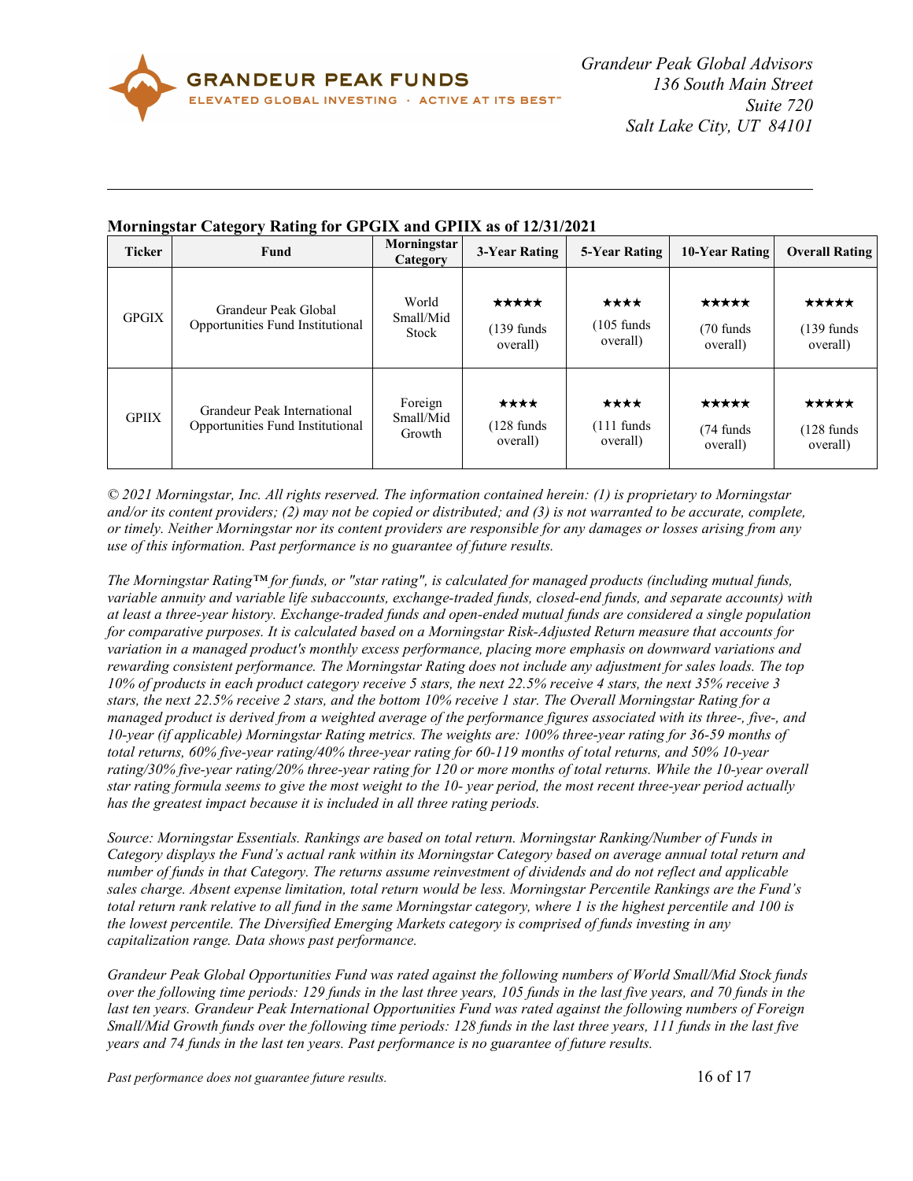Grandeur Peak Global Advisors
136 South Main Street
Suite 720
Salt Lake City, UT 84101

**Morningstar Category Rating for GPGIX and GPIIX as of 12/31/2021**

| Ticker | Fund | Morningstar Category | 3-Year Rating | 5-Year Rating | 10-Year Rating | Overall Rating |
|---|---|---|---|---|---|---|
| GPGIX | Grandeur Peak Global Opportunities Fund Institutional | World Small/Mid Stock | ★★★★★ (139 funds overall) | ★★★★ (105 funds overall) | ★★★★★ (70 funds overall) | ★★★★★ (139 funds overall) |
| GPIIX | Grandeur Peak International Opportunities Fund Institutional | Foreign Small/Mid Growth | ★★★★ (128 funds overall) | ★★★★ (111 funds overall) | ★★★★★ (74 funds overall) | ★★★★★ (128 funds overall) |

*© 2021 Morningstar, Inc. All rights reserved. The information contained herein: (1) is proprietary to Morningstar and/or its content providers; (2) may not be copied or distributed; and (3) is not warranted to be accurate, complete, or timely. Neither Morningstar nor its content providers are responsible for any damages or losses arising from any use of this information. Past performance is no guarantee of future results.*

*The Morningstar Rating™ for funds, or "star rating", is calculated for managed products (including mutual funds, variable annuity and variable life subaccounts, exchange-traded funds, closed-end funds, and separate accounts) with at least a three-year history. Exchange-traded funds and open-ended mutual funds are considered a single population for comparative purposes. It is calculated based on a Morningstar Risk-Adjusted Return measure that accounts for variation in a managed product's monthly excess performance, placing more emphasis on downward variations and rewarding consistent performance. The Morningstar Rating does not include any adjustment for sales loads. The top 10% of products in each product category receive 5 stars, the next 22.5% receive 4 stars, the next 35% receive 3 stars, the next 22.5% receive 2 stars, and the bottom 10% receive 1 star. The Overall Morningstar Rating for a managed product is derived from a weighted average of the performance figures associated with its three-, five-, and 10-year (if applicable) Morningstar Rating metrics. The weights are: 100% three-year rating for 36-59 months of total returns, 60% five-year rating/40% three-year rating for 60-119 months of total returns, and 50% 10-year rating/30% five-year rating/20% three-year rating for 120 or more months of total returns. While the 10-year overall star rating formula seems to give the most weight to the 10- year period, the most recent three-year period actually has the greatest impact because it is included in all three rating periods.*

*Source: Morningstar Essentials. Rankings are based on total return. Morningstar Ranking/Number of Funds in Category displays the Fund's actual rank within its Morningstar Category based on average annual total return and number of funds in that Category. The returns assume reinvestment of dividends and do not reflect and applicable sales charge. Absent expense limitation, total return would be less. Morningstar Percentile Rankings are the Fund's total return rank relative to all fund in the same Morningstar category, where 1 is the highest percentile and 100 is the lowest percentile. The Diversified Emerging Markets category is comprised of funds investing in any capitalization range. Data shows past performance.*

*Grandeur Peak Global Opportunities Fund was rated against the following numbers of World Small/Mid Stock funds over the following time periods: 129 funds in the last three years, 105 funds in the last five years, and 70 funds in the last ten years. Grandeur Peak International Opportunities Fund was rated against the following numbers of Foreign Small/Mid Growth funds over the following time periods: 128 funds in the last three years, 111 funds in the last five years and 74 funds in the last ten years. Past performance is no guarantee of future results.*

*Past performance does not guarantee future results.*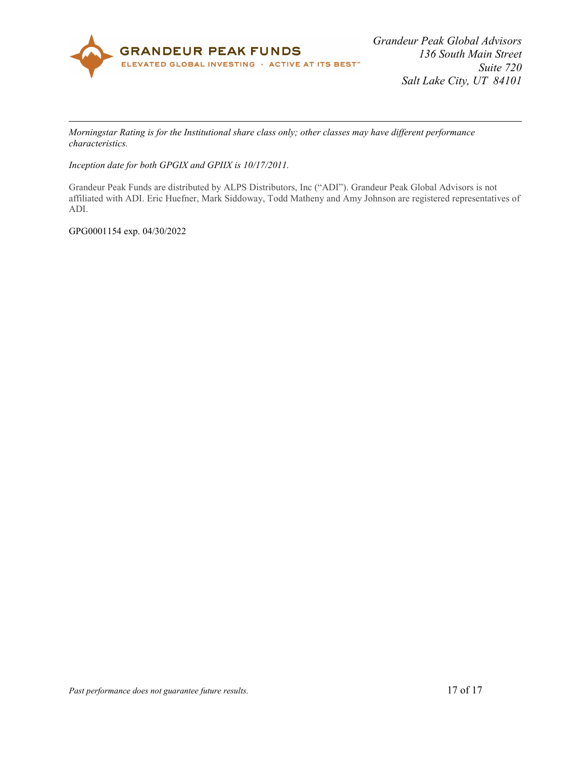*Morningstar Rating is for the Institutional share class only; other classes may have different performance characteristics.*

*Inception date for both GPGIX and GPIIX is 10/17/2011.*

Grandeur Peak Funds are distributed by ALPS Distributors, Inc ("ADI"). Grandeur Peak Global Advisors is not affiliated with ADI. Eric Huefner, Mark Siddoway, Todd Matheny and Amy Johnson are registered representatives of ADI.

GPG0001154 exp. 04/30/2022